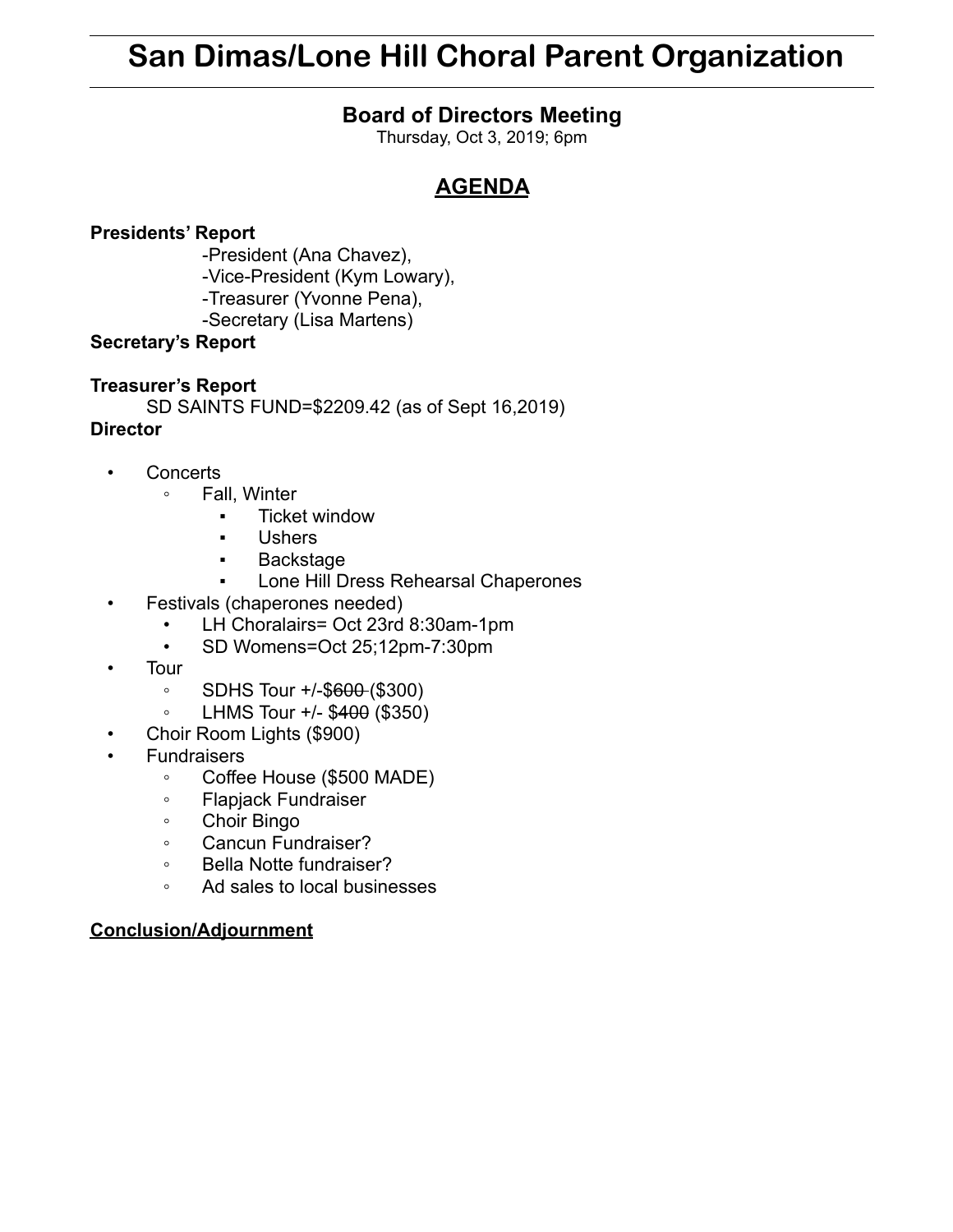# San Dimas/Lone Hill Choral Parent Organization

## Board of Directors Meeting

Thursday, Oct 3, 2019; 6pm

## AGENDA

**Presidents' Report**

- -President (Ana Chavez),
- -Vice-President (Kym Lowary),
- -Treasurer (Yvonne Pena),
- -Secretary (Lisa Martens)

**Secretary's Report**

**Treasurer's Report**

SD SAINTS FUND=$2209.42 (as of Sept 16,2019)

**Director**

- Concerts
  - Fall, Winter
    - Ticket window
    - Ushers
    - Backstage
    - Lone Hill Dress Rehearsal Chaperones
- Festivals (chaperones needed)
  - LH Choralairs= Oct 23rd 8:30am-1pm
  - SD Womens=Oct 25;12pm-7:30pm
- Tour
  - SDHS Tour +/-$~~600~~ ($300)
  - LHMS Tour +/- $~~400~~ ($350)
- Choir Room Lights ($900)
- Fundraisers
  - Coffee House ($500 MADE)
  - Flapjack Fundraiser
  - Choir Bingo
  - Cancun Fundraiser?
  - Bella Notte fundraiser?
  - Ad sales to local businesses

**Conclusion/Adjournment**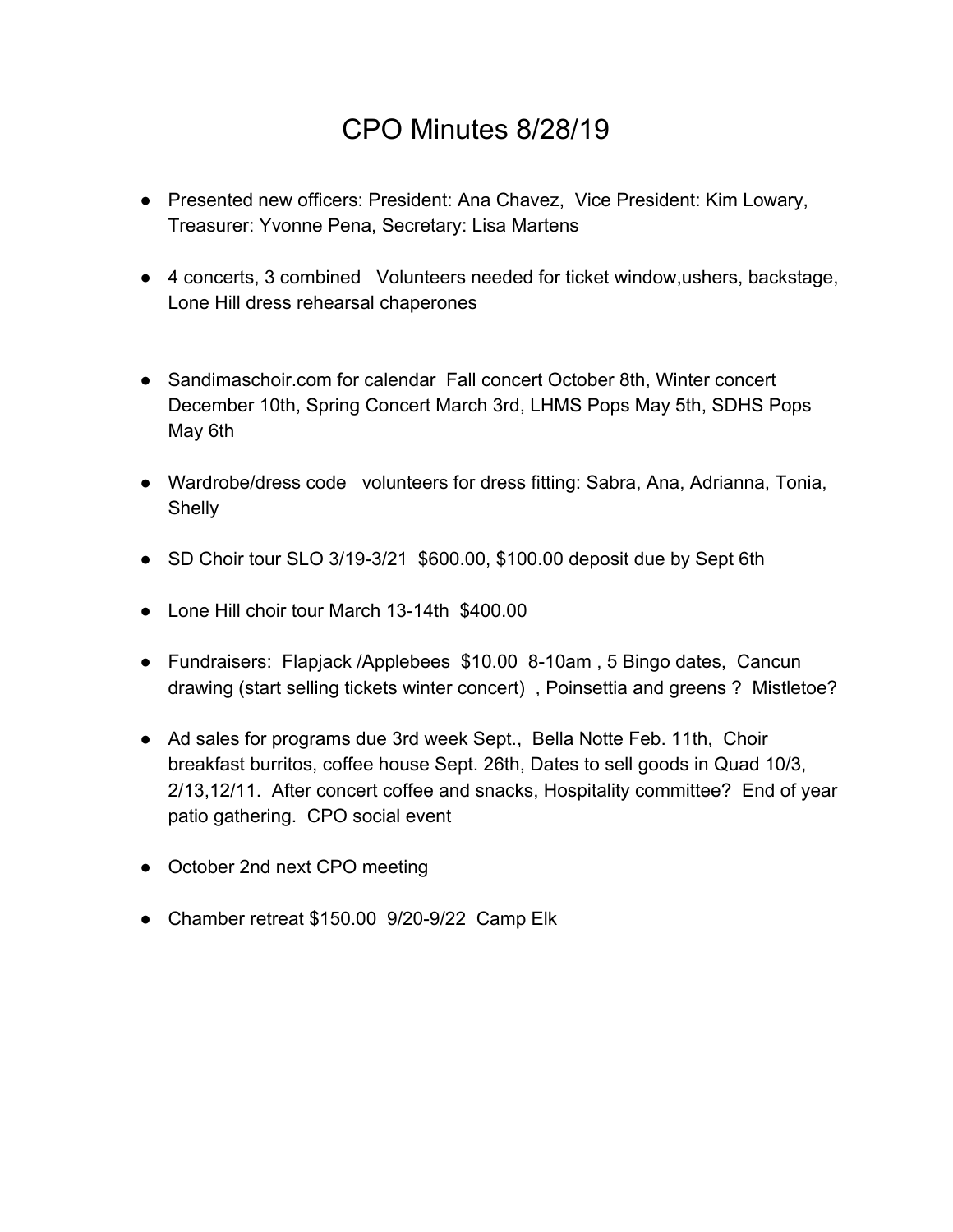# CPO Minutes 8/28/19

- Presented new officers: President: Ana Chavez, Vice President: Kim Lowary, Treasurer: Yvonne Pena, Secretary: Lisa Martens

- 4 concerts, 3 combined Volunteers needed for ticket window,ushers, backstage, Lone Hill dress rehearsal chaperones

- Sandimaschoir.com for calendar Fall concert October 8th, Winter concert December 10th, Spring Concert March 3rd, LHMS Pops May 5th, SDHS Pops May 6th

- Wardrobe/dress code volunteers for dress fitting: Sabra, Ana, Adrianna, Tonia, Shelly

- SD Choir tour SLO 3/19-3/21 $600.00, $100.00 deposit due by Sept 6th

- Lone Hill choir tour March 13-14th $400.00

- Fundraisers: Flapjack /Applebees $10.00 8-10am , 5 Bingo dates, Cancun drawing (start selling tickets winter concert) , Poinsettia and greens ? Mistletoe?

- Ad sales for programs due 3rd week Sept., Bella Notte Feb. 11th, Choir breakfast burritos, coffee house Sept. 26th, Dates to sell goods in Quad 10/3, 2/13,12/11. After concert coffee and snacks, Hospitality committee? End of year patio gathering. CPO social event

- October 2nd next CPO meeting

- Chamber retreat $150.00 9/20-9/22 Camp Elk